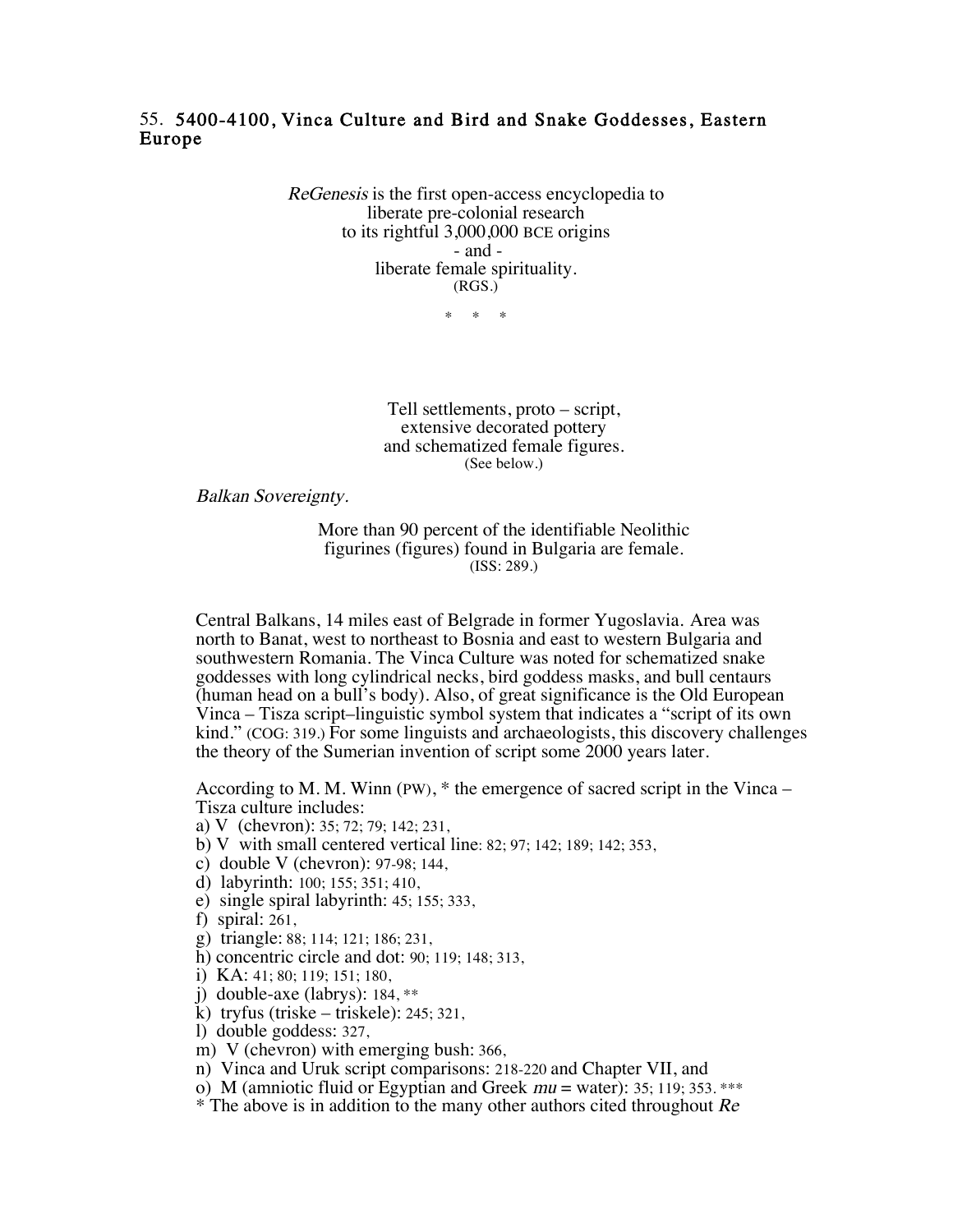## 55. 5400-4100, Vinca Culture and Bird and Snake Goddesses, Eastern Europe

*ReGenesis* is the first open-access encyclopedia to
liberate pre-colonial research
to its rightful 3,000,000 BCE origins
- and -
liberate female spirituality.
(RGS.)

\* \* \*

Tell settlements, proto – script,
extensive decorated pottery
and schematized female figures.
(See below.)

*Balkan Sovereignty.*

More than 90 percent of the identifiable Neolithic
figurines (figures) found in Bulgaria are female.
(ISS: 289.)

Central Balkans, 14 miles east of Belgrade in former Yugoslavia. Area was north to Banat, west to northeast to Bosnia and east to western Bulgaria and southwestern Romania. The Vinca Culture was noted for schematized snake goddesses with long cylindrical necks, bird goddess masks, and bull centaurs (human head on a bull's body). Also, of great significance is the Old European Vinca – Tisza script–linguistic symbol system that indicates a "script of its own kind." (COG: 319.) For some linguists and archaeologists, this discovery challenges the theory of the Sumerian invention of script some 2000 years later.

According to M. M. Winn (PW), * the emergence of sacred script in the Vinca – Tisza culture includes:

a) V (chevron): 35; 72; 79; 142; 231,
b) V with small centered vertical line: 82; 97; 142; 189; 142; 353,
c) double V (chevron): 97-98; 144,
d) labyrinth: 100; 155; 351; 410,
e) single spiral labyrinth: 45; 155; 333,
f) spiral: 261,
g) triangle: 88; 114; 121; 186; 231,
h) concentric circle and dot: 90; 119; 148; 313,
i) KA: 41; 80; 119; 151; 180,
j) double-axe (labrys): 184, **
k) tryfus (triske – triskele): 245; 321,
l) double goddess: 327,
m) V (chevron) with emerging bush: 366,
n) Vinca and Uruk script comparisons: 218-220 and Chapter VII, and
o) M (amniotic fluid or Egyptian and Greek *mu* = water): 35; 119; 353. ***

\* The above is in addition to the many other authors cited throughout *Re*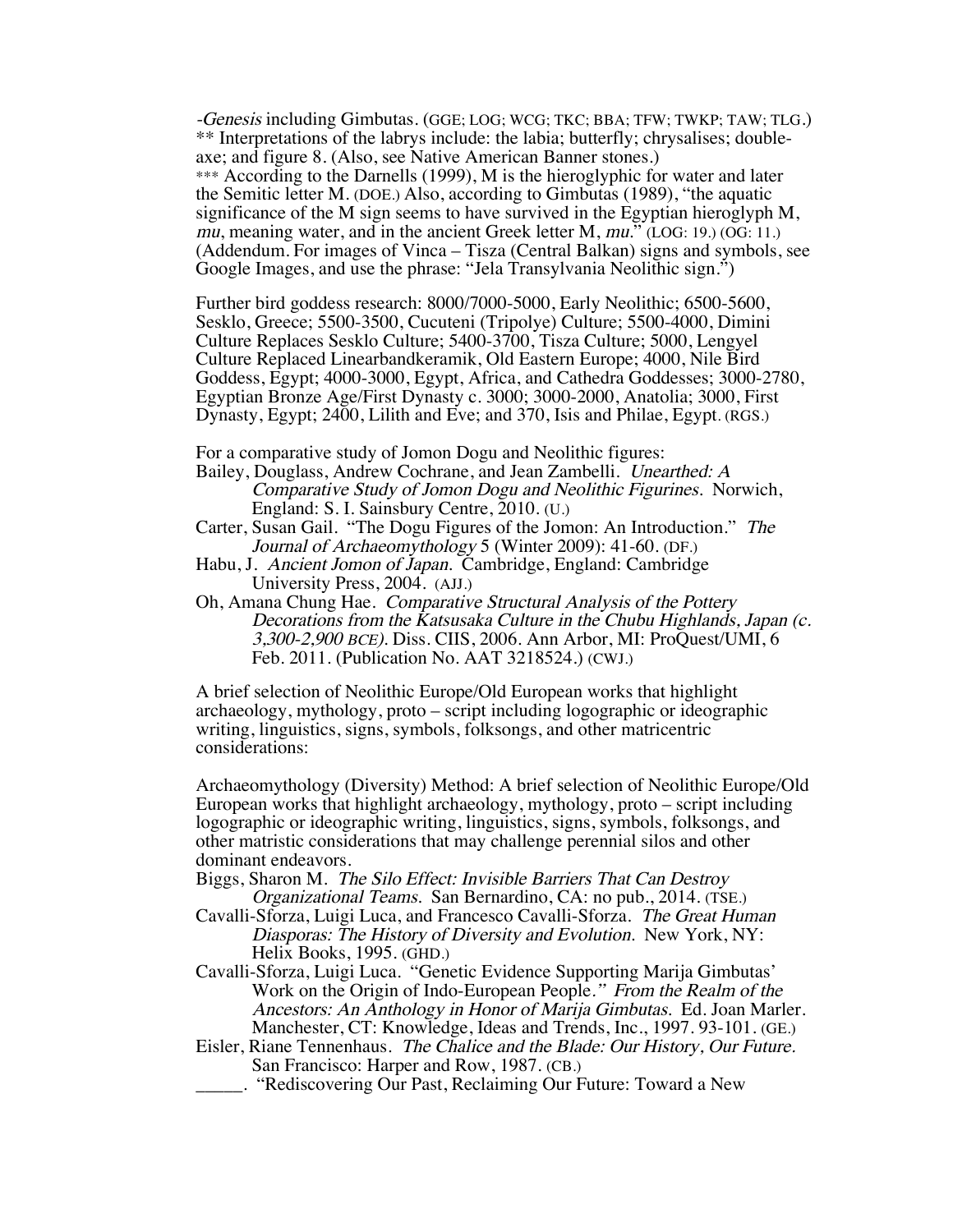-*Genesis* including Gimbutas. (GGE; LOG; WCG; TKC; BBA; TFW; TWKP; TAW; TLG.)
** Interpretations of the labrys include: the labia; butterfly; chrysalises; double-axe; and figure 8. (Also, see Native American Banner stones.)
*** According to the Darnells (1999), M is the hieroglyphic for water and later the Semitic letter M. (DOE.) Also, according to Gimbutas (1989), "the aquatic significance of the M sign seems to have survived in the Egyptian hieroglyph M, *mu*, meaning water, and in the ancient Greek letter M, *mu*." (LOG: 19.) (OG: 11.) (Addendum. For images of Vinca – Tisza (Central Balkan) signs and symbols, see Google Images, and use the phrase: "Jela Transylvania Neolithic sign.")

Further bird goddess research: 8000/7000-5000, Early Neolithic; 6500-5600, Sesklo, Greece; 5500-3500, Cucuteni (Tripolye) Culture; 5500-4000, Dimini Culture Replaces Sesklo Culture; 5400-3700, Tisza Culture; 5000, Lengyel Culture Replaced Linearbandkeramik, Old Eastern Europe; 4000, Nile Bird Goddess, Egypt; 4000-3000, Egypt, Africa, and Cathedra Goddesses; 3000-2780, Egyptian Bronze Age/First Dynasty c. 3000; 3000-2000, Anatolia; 3000, First Dynasty, Egypt; 2400, Lilith and Eve; and 370, Isis and Philae, Egypt. (RGS.)

For a comparative study of Jomon Dogu and Neolithic figures:

Bailey, Douglass, Andrew Cochrane, and Jean Zambelli. *Unearthed: A Comparative Study of Jomon Dogu and Neolithic Figurines.* Norwich, England: S. I. Sainsbury Centre, 2010. (U.)

Carter, Susan Gail. "The Dogu Figures of the Jomon: An Introduction." *The Journal of Archaeomythology* 5 (Winter 2009): 41-60. (DF.)

Habu, J. *Ancient Jomon of Japan.* Cambridge, England: Cambridge University Press, 2004. (AJJ.)

Oh, Amana Chung Hae. *Comparative Structural Analysis of the Pottery Decorations from the Katsusaka Culture in the Chubu Highlands, Japan (c. 3,300-2,900 BCE).* Diss. CIIS, 2006. Ann Arbor, MI: ProQuest/UMI, 6 Feb. 2011. (Publication No. AAT 3218524.) (CWJ.)

A brief selection of Neolithic Europe/Old European works that highlight archaeology, mythology, proto – script including logographic or ideographic writing, linguistics, signs, symbols, folksongs, and other matricentric considerations:

Archaeomythology (Diversity) Method: A brief selection of Neolithic Europe/Old European works that highlight archaeology, mythology, proto – script including logographic or ideographic writing, linguistics, signs, symbols, folksongs, and other matristic considerations that may challenge perennial silos and other dominant endeavors.

Biggs, Sharon M. *The Silo Effect: Invisible Barriers That Can Destroy Organizational Teams.* San Bernardino, CA: no pub., 2014. (TSE.)

Cavalli-Sforza, Luigi Luca, and Francesco Cavalli-Sforza. *The Great Human Diasporas: The History of Diversity and Evolution.* New York, NY: Helix Books, 1995. (GHD.)

Cavalli-Sforza, Luigi Luca. "Genetic Evidence Supporting Marija Gimbutas' Work on the Origin of Indo-European People." *From the Realm of the Ancestors: An Anthology in Honor of Marija Gimbutas.* Ed. Joan Marler. Manchester, CT: Knowledge, Ideas and Trends, Inc., 1997. 93-101. (GE.)

Eisler, Riane Tennenhaus. *The Chalice and the Blade: Our History, Our Future.* San Francisco: Harper and Row, 1987. (CB.)

_____. "Rediscovering Our Past, Reclaiming Our Future: Toward a New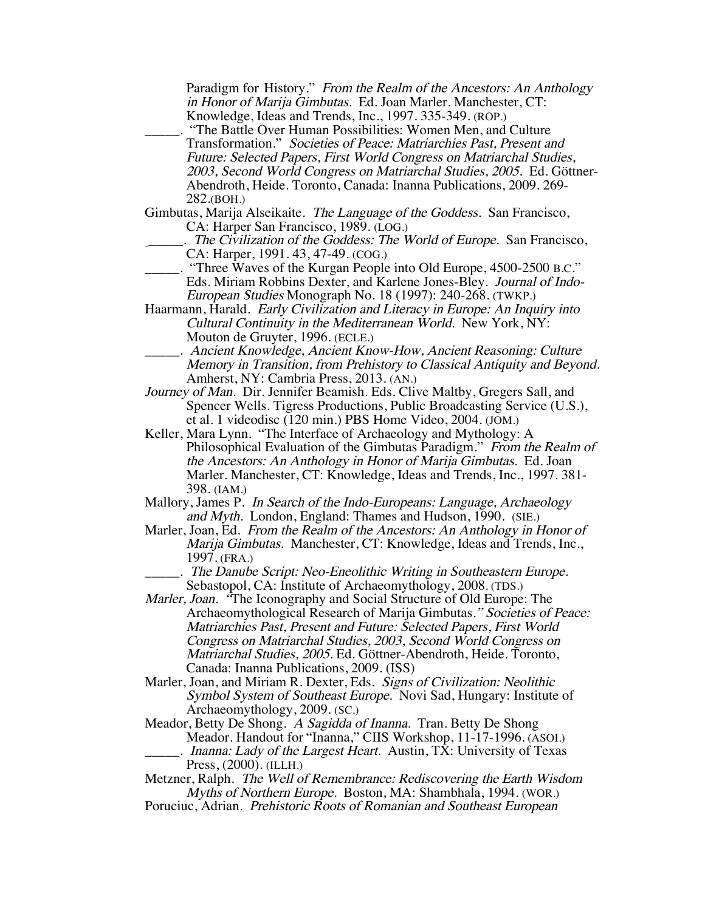Paradigm for History." *From the Realm of the Ancestors: An Anthology in Honor of Marija Gimbutas.* Ed. Joan Marler. Manchester, CT: Knowledge, Ideas and Trends, Inc., 1997. 335-349. (ROP.)

_____. "The Battle Over Human Possibilities: Women Men, and Culture Transformation." *Societies of Peace: Matriarchies Past, Present and Future: Selected Papers, First World Congress on Matriarchal Studies, 2003, Second World Congress on Matriarchal Studies, 2005.* Ed. Göttner-Abendroth, Heide. Toronto, Canada: Inanna Publications, 2009. 269-282.(BOH.)

Gimbutas, Marija Alseikaite. *The Language of the Goddess.* San Francisco, CA: Harper San Francisco, 1989. (LOG.)

_____. *The Civilization of the Goddess: The World of Europe.* San Francisco, CA: Harper, 1991. 43, 47-49. (COG.)

_____. "Three Waves of the Kurgan People into Old Europe, 4500-2500 B.C." Eds. Miriam Robbins Dexter, and Karlene Jones-Bley. *Journal of Indo-European Studies* Monograph No. 18 (1997): 240-268. (TWKP.)

Haarmann, Harald. *Early Civilization and Literacy in Europe: An Inquiry into Cultural Continuity in the Mediterranean World.* New York, NY: Mouton de Gruyter, 1996. (ECLE.)

_____. *Ancient Knowledge, Ancient Know-How, Ancient Reasoning: Culture Memory in Transition, from Prehistory to Classical Antiquity and Beyond.* Amherst, NY: Cambria Press, 2013. (AN.)

*Journey of Man.* Dir. Jennifer Beamish. Eds. Clive Maltby, Gregers Sall, and Spencer Wells. Tigress Productions, Public Broadcasting Service (U.S.), et al. 1 videodisc (120 min.) PBS Home Video, 2004. (JOM.)

Keller, Mara Lynn. "The Interface of Archaeology and Mythology: A Philosophical Evaluation of the Gimbutas Paradigm." *From the Realm of the Ancestors: An Anthology in Honor of Marija Gimbutas.* Ed. Joan Marler. Manchester, CT: Knowledge, Ideas and Trends, Inc., 1997. 381-398. (IAM.)

Mallory, James P. *In Search of the Indo-Europeans: Language, Archaeology and Myth.* London, England: Thames and Hudson, 1990. (SIE.)

Marler, Joan, Ed. *From the Realm of the Ancestors: An Anthology in Honor of Marija Gimbutas.* Manchester, CT: Knowledge, Ideas and Trends, Inc., 1997. (FRA.)

_____. *The Danube Script: Neo-Eneolithic Writing in Southeastern Europe.* Sebastopol, CA: Institute of Archaeomythology, 2008. (TDS.)

*Marler, Joan. "*The Iconography and Social Structure of Old Europe: The Archaeomythological Research of Marija Gimbutas.*" Societies of Peace: Matriarchies Past, Present and Future: Selected Papers, First World Congress on Matriarchal Studies, 2003, Second World Congress on Matriarchal Studies, 2005.* Ed. Göttner-Abendroth, Heide. Toronto, Canada: Inanna Publications, 2009. (ISS)

Marler, Joan, and Miriam R. Dexter, Eds. *Signs of Civilization: Neolithic Symbol System of Southeast Europe.* Novi Sad, Hungary: Institute of Archaeomythology, 2009. (SC.)

Meador, Betty De Shong. *A Sagidda of Inanna.* Tran. Betty De Shong Meador. Handout for "Inanna," CIIS Workshop, 11-17-1996. (ASOI.)

_____. *Inanna: Lady of the Largest Heart.* Austin, TX: University of Texas Press, (2000). (ILLH.)

Metzner, Ralph. *The Well of Remembrance: Rediscovering the Earth Wisdom Myths of Northern Europe.* Boston, MA: Shambhala, 1994. (WOR.)

Poruciuc, Adrian. *Prehistoric Roots of Romanian and Southeast European*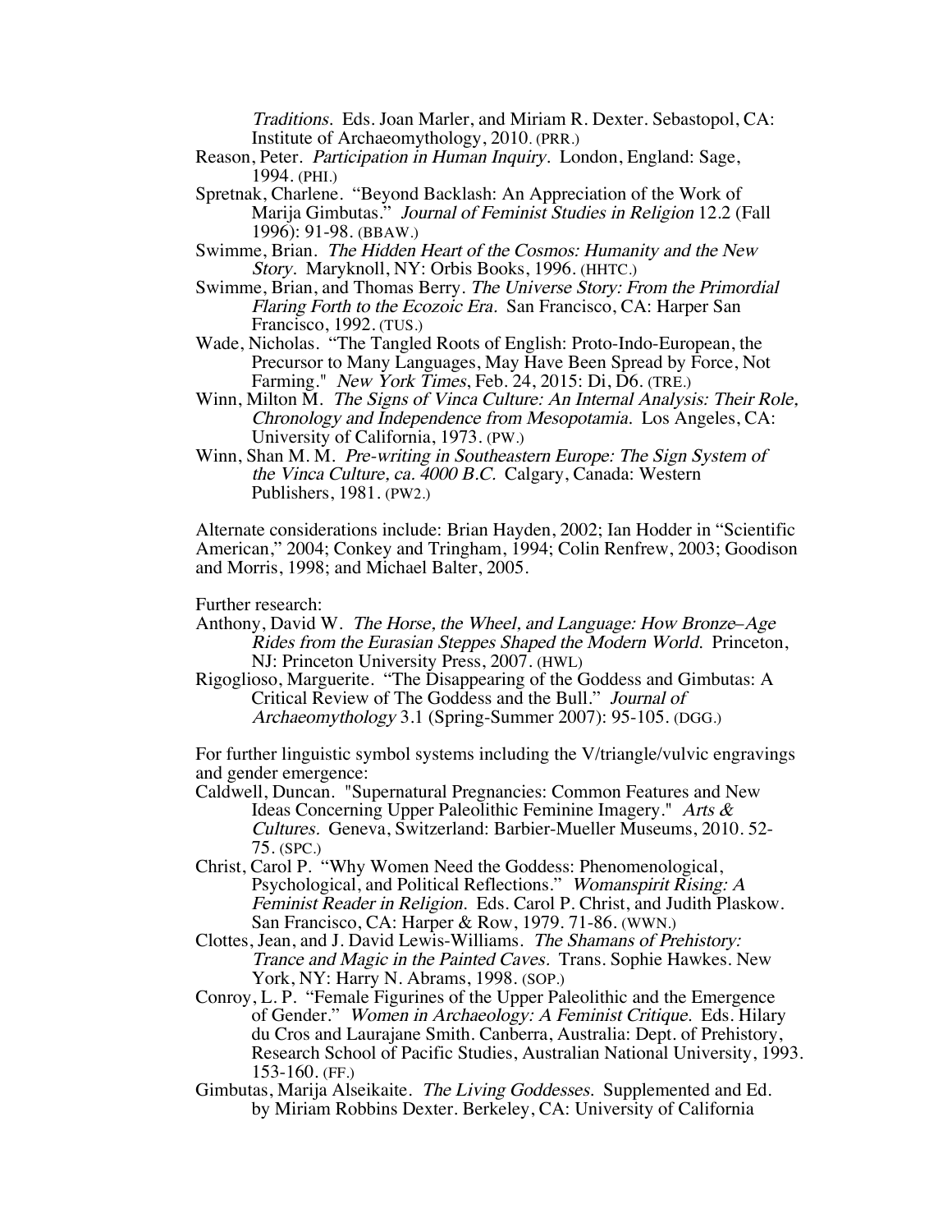*Traditions.* Eds. Joan Marler, and Miriam R. Dexter. Sebastopol, CA: Institute of Archaeomythology, 2010. (PRR.)

Reason, Peter. *Participation in Human Inquiry.* London, England: Sage, 1994. (PHI.)

Spretnak, Charlene. "Beyond Backlash: An Appreciation of the Work of Marija Gimbutas." *Journal of Feminist Studies in Religion* 12.2 (Fall 1996): 91-98. (BBAW.)

Swimme, Brian. *The Hidden Heart of the Cosmos: Humanity and the New Story.* Maryknoll, NY: Orbis Books, 1996. (HHTC.)

Swimme, Brian, and Thomas Berry. *The Universe Story: From the Primordial Flaring Forth to the Ecozoic Era.* San Francisco, CA: Harper San Francisco, 1992. (TUS.)

Wade, Nicholas. "The Tangled Roots of English: Proto-Indo-European, the Precursor to Many Languages, May Have Been Spread by Force, Not Farming." *New York Times*, Feb. 24, 2015: Di, D6. (TRE.)

Winn, Milton M. *The Signs of Vinca Culture: An Internal Analysis: Their Role, Chronology and Independence from Mesopotamia.* Los Angeles, CA: University of California, 1973. (PW.)

Winn, Shan M. M. *Pre-writing in Southeastern Europe: The Sign System of the Vinca Culture, ca. 4000 B.C.* Calgary, Canada: Western Publishers, 1981. (PW2.)

Alternate considerations include: Brian Hayden, 2002; Ian Hodder in "Scientific American," 2004; Conkey and Tringham, 1994; Colin Renfrew, 2003; Goodison and Morris, 1998; and Michael Balter, 2005.

Further research:

Anthony, David W. *The Horse, the Wheel, and Language: How Bronze–Age Rides from the Eurasian Steppes Shaped the Modern World.* Princeton, NJ: Princeton University Press, 2007. (HWL)

Rigoglioso, Marguerite. "The Disappearing of the Goddess and Gimbutas: A Critical Review of The Goddess and the Bull." *Journal of Archaeomythology* 3.1 (Spring-Summer 2007): 95-105. (DGG.)

For further linguistic symbol systems including the V/triangle/vulvic engravings and gender emergence:

Caldwell, Duncan. "Supernatural Pregnancies: Common Features and New Ideas Concerning Upper Paleolithic Feminine Imagery." *Arts & Cultures.* Geneva, Switzerland: Barbier-Mueller Museums, 2010. 52-75. (SPC.)

Christ, Carol P. "Why Women Need the Goddess: Phenomenological, Psychological, and Political Reflections." *Womanspirit Rising: A Feminist Reader in Religion.* Eds. Carol P. Christ, and Judith Plaskow. San Francisco, CA: Harper & Row, 1979. 71-86. (WWN.)

Clottes, Jean, and J. David Lewis-Williams. *The Shamans of Prehistory: Trance and Magic in the Painted Caves.* Trans. Sophie Hawkes. New York, NY: Harry N. Abrams, 1998. (SOP.)

Conroy, L. P. "Female Figurines of the Upper Paleolithic and the Emergence of Gender." *Women in Archaeology: A Feminist Critique.* Eds. Hilary du Cros and Laurajane Smith. Canberra, Australia: Dept. of Prehistory, Research School of Pacific Studies, Australian National University, 1993. 153-160. (FF.)

Gimbutas, Marija Alseikaite. *The Living Goddesses.* Supplemented and Ed. by Miriam Robbins Dexter. Berkeley, CA: University of California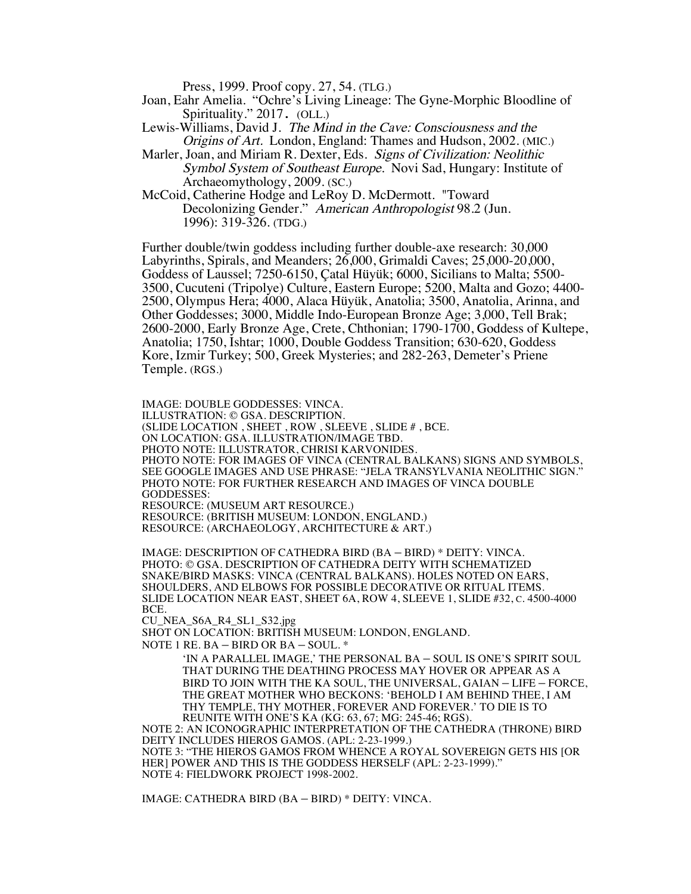Press, 1999. Proof copy. 27, 54. (TLG.)

Joan, Eahr Amelia. "Ochre's Living Lineage: The Gyne-Morphic Bloodline of Spirituality." 2017. (OLL.)

Lewis-Williams, David J. *The Mind in the Cave: Consciousness and the Origins of Art.* London, England: Thames and Hudson, 2002. (MIC.)

Marler, Joan, and Miriam R. Dexter, Eds. *Signs of Civilization: Neolithic Symbol System of Southeast Europe.* Novi Sad, Hungary: Institute of Archaeomythology, 2009. (SC.)

McCoid, Catherine Hodge and LeRoy D. McDermott. "Toward Decolonizing Gender." *American Anthropologist* 98.2 (Jun. 1996): 319-326. (TDG.)

Further double/twin goddess including further double-axe research: 30,000 Labyrinths, Spirals, and Meanders; 26,000, Grimaldi Caves; 25,000-20,000, Goddess of Laussel; 7250-6150, Çatal Hüyük; 6000, Sicilians to Malta; 5500-3500, Cucuteni (Tripolye) Culture, Eastern Europe; 5200, Malta and Gozo; 4400-2500, Olympus Hera; 4000, Alaca Hüyük, Anatolia; 3500, Anatolia, Arinna, and Other Goddesses; 3000, Middle Indo-European Bronze Age; 3,000, Tell Brak; 2600-2000, Early Bronze Age, Crete, Chthonian; 1790-1700, Goddess of Kultepe, Anatolia; 1750, Ishtar; 1000, Double Goddess Transition; 630-620, Goddess Kore, Izmir Turkey; 500, Greek Mysteries; and 282-263, Demeter's Priene Temple. (RGS.)

IMAGE: DOUBLE GODDESSES: VINCA.
ILLUSTRATION: © GSA. DESCRIPTION.
(SLIDE LOCATION , SHEET , ROW , SLEEVE , SLIDE # , BCE.
ON LOCATION: GSA. ILLUSTRATION/IMAGE TBD.
PHOTO NOTE: ILLUSTRATOR, CHRISI KARVONIDES.
PHOTO NOTE: FOR IMAGES OF VINCA (CENTRAL BALKANS) SIGNS AND SYMBOLS, SEE GOOGLE IMAGES AND USE PHRASE: "JELA TRANSYLVANIA NEOLITHIC SIGN."
PHOTO NOTE: FOR FURTHER RESEARCH AND IMAGES OF VINCA DOUBLE GODDESSES:
RESOURCE: (MUSEUM ART RESOURCE.)
RESOURCE: (BRITISH MUSEUM: LONDON, ENGLAND.)
RESOURCE: (ARCHAEOLOGY, ARCHITECTURE & ART.)

IMAGE: DESCRIPTION OF CATHEDRA BIRD (BA – BIRD) * DEITY: VINCA.
PHOTO: © GSA. DESCRIPTION OF CATHEDRA DEITY WITH SCHEMATIZED SNAKE/BIRD MASKS: VINCA (CENTRAL BALKANS). HOLES NOTED ON EARS, SHOULDERS, AND ELBOWS FOR POSSIBLE DECORATIVE OR RITUAL ITEMS.
SLIDE LOCATION NEAR EAST, SHEET 6A, ROW 4, SLEEVE 1, SLIDE #32, C. 4500-4000 BCE.
CU_NEA_S6A_R4_SL1_S32.jpg
SHOT ON LOCATION: BRITISH MUSEUM: LONDON, ENGLAND.
NOTE 1 RE. BA – BIRD OR BA – SOUL. *

> 'IN A PARALLEL IMAGE,' THE PERSONAL BA – SOUL IS ONE'S SPIRIT SOUL THAT DURING THE DEATHING PROCESS MAY HOVER OR APPEAR AS A BIRD TO JOIN WITH THE KA SOUL, THE UNIVERSAL, GAIAN – LIFE – FORCE, THE GREAT MOTHER WHO BECKONS: 'BEHOLD I AM BEHIND THEE, I AM THY TEMPLE, THY MOTHER, FOREVER AND FOREVER.' TO DIE IS TO REUNITE WITH ONE'S KA (KG: 63, 67; MG: 245-46; RGS).

NOTE 2: AN ICONOGRAPHIC INTERPRETATION OF THE CATHEDRA (THRONE) BIRD DEITY INCLUDES HIEROS GAMOS. (APL: 2-23-1999.)
NOTE 3: "THE HIEROS GAMOS FROM WHENCE A ROYAL SOVEREIGN GETS HIS [OR HER] POWER AND THIS IS THE GODDESS HERSELF (APL: 2-23-1999)."
NOTE 4: FIELDWORK PROJECT 1998-2002.

IMAGE: CATHEDRA BIRD (BA – BIRD) * DEITY: VINCA.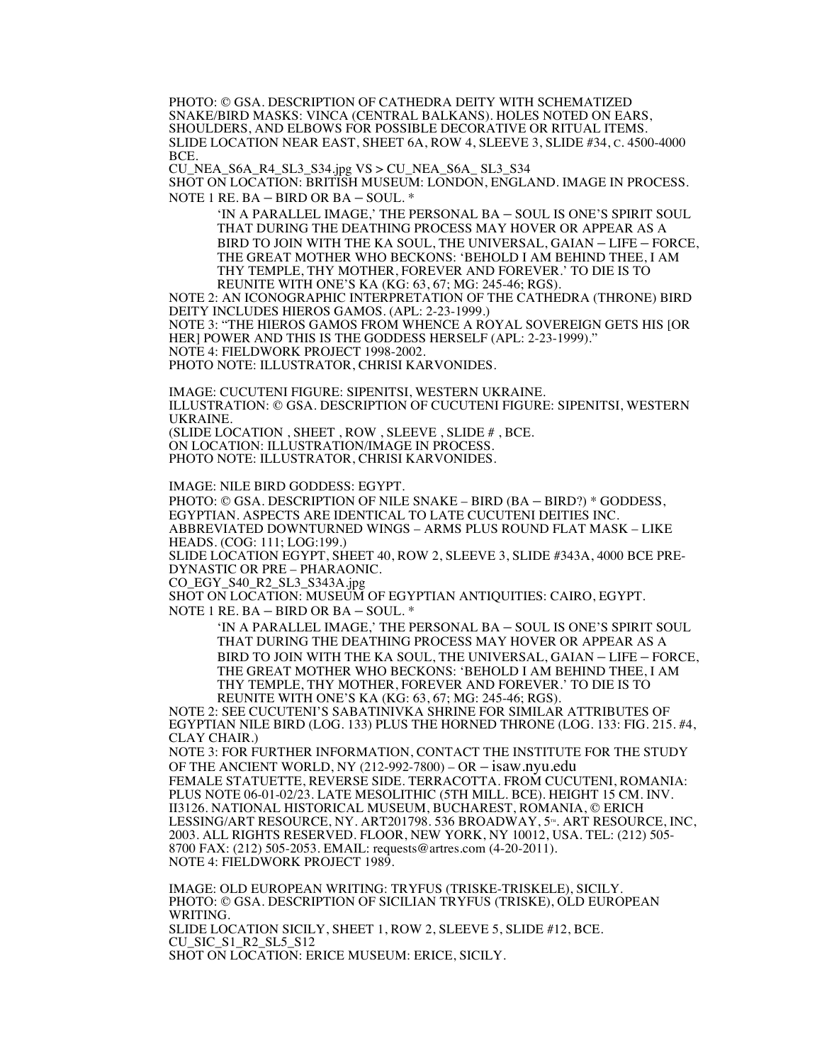PHOTO: © GSA. DESCRIPTION OF CATHEDRA DEITY WITH SCHEMATIZED SNAKE/BIRD MASKS: VINCA (CENTRAL BALKANS). HOLES NOTED ON EARS, SHOULDERS, AND ELBOWS FOR POSSIBLE DECORATIVE OR RITUAL ITEMS. SLIDE LOCATION NEAR EAST, SHEET 6A, ROW 4, SLEEVE 3, SLIDE #34, C. 4500-4000 BCE.
CU_NEA_S6A_R4_SL3_S34.jpg VS > CU_NEA_S6A_ SL3_S34
SHOT ON LOCATION: BRITISH MUSEUM: LONDON, ENGLAND. IMAGE IN PROCESS.
NOTE 1 RE. BA – BIRD OR BA – SOUL. *

> 'IN A PARALLEL IMAGE,' THE PERSONAL BA – SOUL IS ONE'S SPIRIT SOUL THAT DURING THE DEATHING PROCESS MAY HOVER OR APPEAR AS A BIRD TO JOIN WITH THE KA SOUL, THE UNIVERSAL, GAIAN – LIFE – FORCE, THE GREAT MOTHER WHO BECKONS: 'BEHOLD I AM BEHIND THEE, I AM THY TEMPLE, THY MOTHER, FOREVER AND FOREVER.' TO DIE IS TO REUNITE WITH ONE'S KA (KG: 63, 67; MG: 245-46; RGS).

NOTE 2: AN ICONOGRAPHIC INTERPRETATION OF THE CATHEDRA (THRONE) BIRD DEITY INCLUDES HIEROS GAMOS. (APL: 2-23-1999.)
NOTE 3: "THE HIEROS GAMOS FROM WHENCE A ROYAL SOVEREIGN GETS HIS [OR HER] POWER AND THIS IS THE GODDESS HERSELF (APL: 2-23-1999)."
NOTE 4: FIELDWORK PROJECT 1998-2002.
PHOTO NOTE: ILLUSTRATOR, CHRISI KARVONIDES.

IMAGE: CUCUTENI FIGURE: SIPENITSI, WESTERN UKRAINE.
ILLUSTRATION: © GSA. DESCRIPTION OF CUCUTENI FIGURE: SIPENITSI, WESTERN UKRAINE.
(SLIDE LOCATION , SHEET , ROW , SLEEVE , SLIDE # , BCE.
ON LOCATION: ILLUSTRATION/IMAGE IN PROCESS.
PHOTO NOTE: ILLUSTRATOR, CHRISI KARVONIDES.

IMAGE: NILE BIRD GODDESS: EGYPT.
PHOTO: © GSA. DESCRIPTION OF NILE SNAKE – BIRD (BA – BIRD?) * GODDESS, EGYPTIAN. ASPECTS ARE IDENTICAL TO LATE CUCUTENI DEITIES INC. ABBREVIATED DOWNTURNED WINGS – ARMS PLUS ROUND FLAT MASK – LIKE HEADS. (COG: 111; LOG:199.)
SLIDE LOCATION EGYPT, SHEET 40, ROW 2, SLEEVE 3, SLIDE #343A, 4000 BCE PRE-DYNASTIC OR PRE – PHARAONIC.
CO_EGY_S40_R2_SL3_S343A.jpg
SHOT ON LOCATION: MUSEUM OF EGYPTIAN ANTIQUITIES: CAIRO, EGYPT.
NOTE 1 RE. BA – BIRD OR BA – SOUL. *

> 'IN A PARALLEL IMAGE,' THE PERSONAL BA – SOUL IS ONE'S SPIRIT SOUL THAT DURING THE DEATHING PROCESS MAY HOVER OR APPEAR AS A BIRD TO JOIN WITH THE KA SOUL, THE UNIVERSAL, GAIAN – LIFE – FORCE, THE GREAT MOTHER WHO BECKONS: 'BEHOLD I AM BEHIND THEE, I AM THY TEMPLE, THY MOTHER, FOREVER AND FOREVER.' TO DIE IS TO REUNITE WITH ONE'S KA (KG: 63, 67; MG: 245-46; RGS).

NOTE 2: SEE CUCUTENI'S SABATINIVKA SHRINE FOR SIMILAR ATTRIBUTES OF EGYPTIAN NILE BIRD (LOG. 133) PLUS THE HORNED THRONE (LOG. 133: FIG. 215. #4, CLAY CHAIR.)
NOTE 3: FOR FURTHER INFORMATION, CONTACT THE INSTITUTE FOR THE STUDY OF THE ANCIENT WORLD, NY (212-992-7800) – OR – isaw.nyu.edu
FEMALE STATUETTE, REVERSE SIDE. TERRACOTTA. FROM CUCUTENI, ROMANIA: PLUS NOTE 06-01-02/23. LATE MESOLITHIC (5TH MILL. BCE). HEIGHT 15 CM. INV. II3126. NATIONAL HISTORICAL MUSEUM, BUCHAREST, ROMANIA, © ERICH LESSING/ART RESOURCE, NY. ART201798. 536 BROADWAY, 5TH. ART RESOURCE, INC, 2003. ALL RIGHTS RESERVED. FLOOR, NEW YORK, NY 10012, USA. TEL: (212) 505-8700 FAX: (212) 505-2053. EMAIL: requests@artres.com (4-20-2011).
NOTE 4: FIELDWORK PROJECT 1989.

IMAGE: OLD EUROPEAN WRITING: TRYFUS (TRISKE-TRISKELE), SICILY.
PHOTO: © GSA. DESCRIPTION OF SICILIAN TRYFUS (TRISKE), OLD EUROPEAN WRITING.
SLIDE LOCATION SICILY, SHEET 1, ROW 2, SLEEVE 5, SLIDE #12, BCE.
CU_SIC_S1_R2_SL5_S12
SHOT ON LOCATION: ERICE MUSEUM: ERICE, SICILY.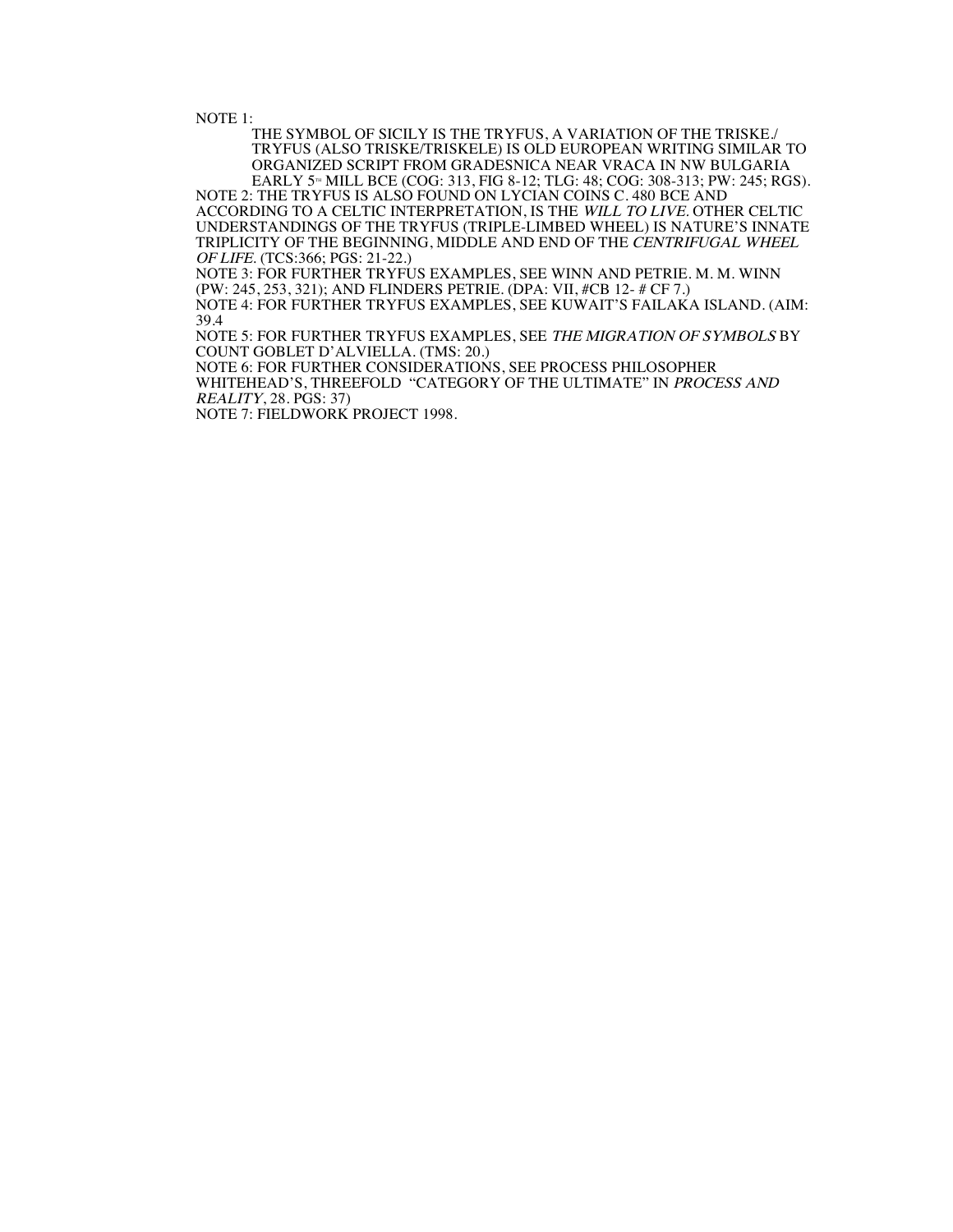NOTE 1:

THE SYMBOL OF SICILY IS THE TRYFUS, A VARIATION OF THE TRISKE./ TRYFUS (ALSO TRISKE/TRISKELE) IS OLD EUROPEAN WRITING SIMILAR TO ORGANIZED SCRIPT FROM GRADESNICA NEAR VRACA IN NW BULGARIA EARLY 5TH MILL BCE (COG: 313, FIG 8-12; TLG: 48; COG: 308-313; PW: 245; RGS).

NOTE 2: THE TRYFUS IS ALSO FOUND ON LYCIAN COINS C. 480 BCE AND ACCORDING TO A CELTIC INTERPRETATION, IS THE *WILL TO LIVE*. OTHER CELTIC UNDERSTANDINGS OF THE TRYFUS (TRIPLE-LIMBED WHEEL) IS NATURE'S INNATE TRIPLICITY OF THE BEGINNING, MIDDLE AND END OF THE *CENTRIFUGAL WHEEL OF LIFE*. (TCS:366; PGS: 21-22.)

NOTE 3: FOR FURTHER TRYFUS EXAMPLES, SEE WINN AND PETRIE. M. M. WINN (PW: 245, 253, 321); AND FLINDERS PETRIE. (DPA: VII, #CB 12- # CF 7.)

NOTE 4: FOR FURTHER TRYFUS EXAMPLES, SEE KUWAIT'S FAILAKA ISLAND. (AIM: 39.4

NOTE 5: FOR FURTHER TRYFUS EXAMPLES, SEE *THE MIGRATION OF SYMBOLS* BY COUNT GOBLET D'ALVIELLA. (TMS: 20.)

NOTE 6: FOR FURTHER CONSIDERATIONS, SEE PROCESS PHILOSOPHER WHITEHEAD'S, THREEFOLD "CATEGORY OF THE ULTIMATE" IN *PROCESS AND REALITY*, 28. PGS: 37)

NOTE 7: FIELDWORK PROJECT 1998.